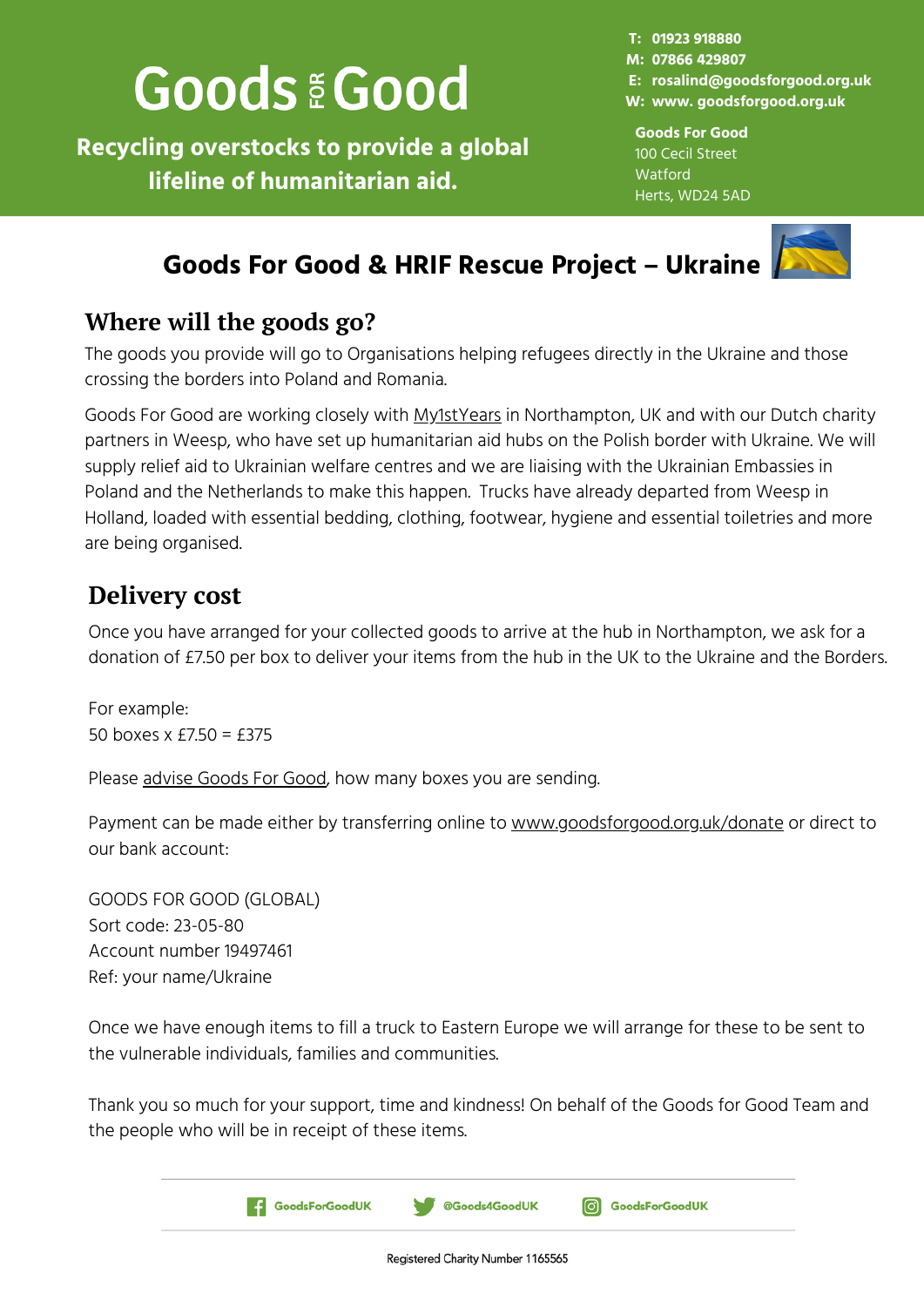# Goods FOR Good

**Recycling overstocks to provide a global lifeline of humanitarian aid.**

**T: 01923 918880**
**M: 07866 429807**
**E: rosalind@goodsforgood.org.uk**
**W: www. goodsforgood.org.uk**

**Goods For Good**
100 Cecil Street
Watford
Herts, WD24 5AD

## Goods For Good & HRIF Rescue Project – Ukraine

## Where will the goods go?

The goods you provide will go to Organisations helping refugees directly in the Ukraine and those crossing the borders into Poland and Romania.

Goods For Good are working closely with My1stYears in Northampton, UK and with our Dutch charity partners in Weesp, who have set up humanitarian aid hubs on the Polish border with Ukraine. We will supply relief aid to Ukrainian welfare centres and we are liaising with the Ukrainian Embassies in Poland and the Netherlands to make this happen. Trucks have already departed from Weesp in Holland, loaded with essential bedding, clothing, footwear, hygiene and essential toiletries and more are being organised.

## Delivery cost

Once you have arranged for your collected goods to arrive at the hub in Northampton, we ask for a donation of £7.50 per box to deliver your items from the hub in the UK to the Ukraine and the Borders.

For example:
50 boxes x £7.50 = £375

Please advise Goods For Good, how many boxes you are sending.

Payment can be made either by transferring online to www.goodsforgood.org.uk/donate or direct to our bank account:

GOODS FOR GOOD (GLOBAL)
Sort code: 23-05-80
Account number 19497461
Ref: your name/Ukraine

Once we have enough items to fill a truck to Eastern Europe we will arrange for these to be sent to the vulnerable individuals, families and communities.

Thank you so much for your support, time and kindness! On behalf of the Goods for Good Team and the people who will be in receipt of these items.

GoodsForGoodUK @Goods4GoodUK GoodsForGoodUK

Registered Charity Number 1165565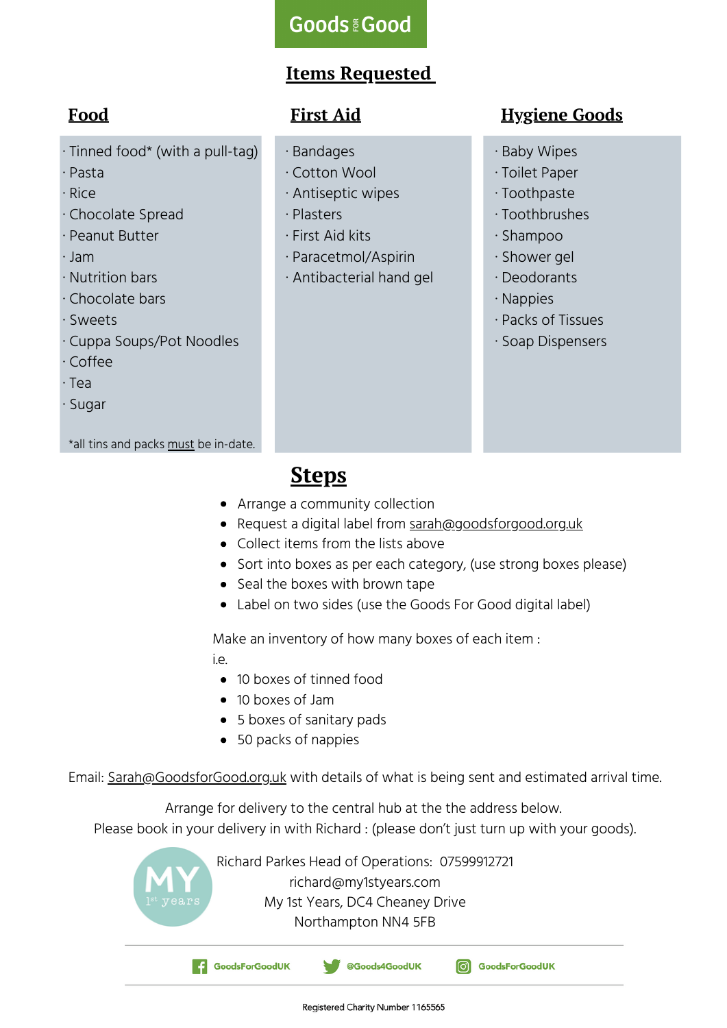# Goods for Good

## Items Requested

### Food

- Tinned food* (with a pull-tag)
- Pasta
- Rice
- Chocolate Spread
- Peanut Butter
- Jam
- Nutrition bars
- Chocolate bars
- Sweets
- Cuppa Soups/Pot Noodles
- Coffee
- Tea
- Sugar

*all tins and packs must be in-date.

### First Aid

- Bandages
- Cotton Wool
- Antiseptic wipes
- Plasters
- First Aid kits
- Paracetmol/Aspirin
- Antibacterial hand gel

### Hygiene Goods

- Baby Wipes
- Toilet Paper
- Toothpaste
- Toothbrushes
- Shampoo
- Shower gel
- Deodorants
- Nappies
- Packs of Tissues
- Soap Dispensers

## Steps

- Arrange a community collection
- Request a digital label from sarah@goodsforgood.org.uk
- Collect items from the lists above
- Sort into boxes as per each category, (use strong boxes please)
- Seal the boxes with brown tape
- Label on two sides (use the Goods For Good digital label)

Make an inventory of how many boxes of each item :
i.e.

- 10 boxes of tinned food
- 10 boxes of Jam
- 5 boxes of sanitary pads
- 50 packs of nappies

Email: Sarah@GoodsforGood.org.uk with details of what is being sent and estimated arrival time.

Arrange for delivery to the central hub at the the address below.
Please book in your delivery in with Richard : (please don't just turn up with your goods).

MY 1st years

Richard Parkes Head of Operations: 07599912721
richard@my1styears.com
My 1st Years, DC4 Cheaney Drive
Northampton NN4 5FB

GoodsForGoodUK | @Goods4GoodUK | GoodsForGoodUK

Registered Charity Number 1165565